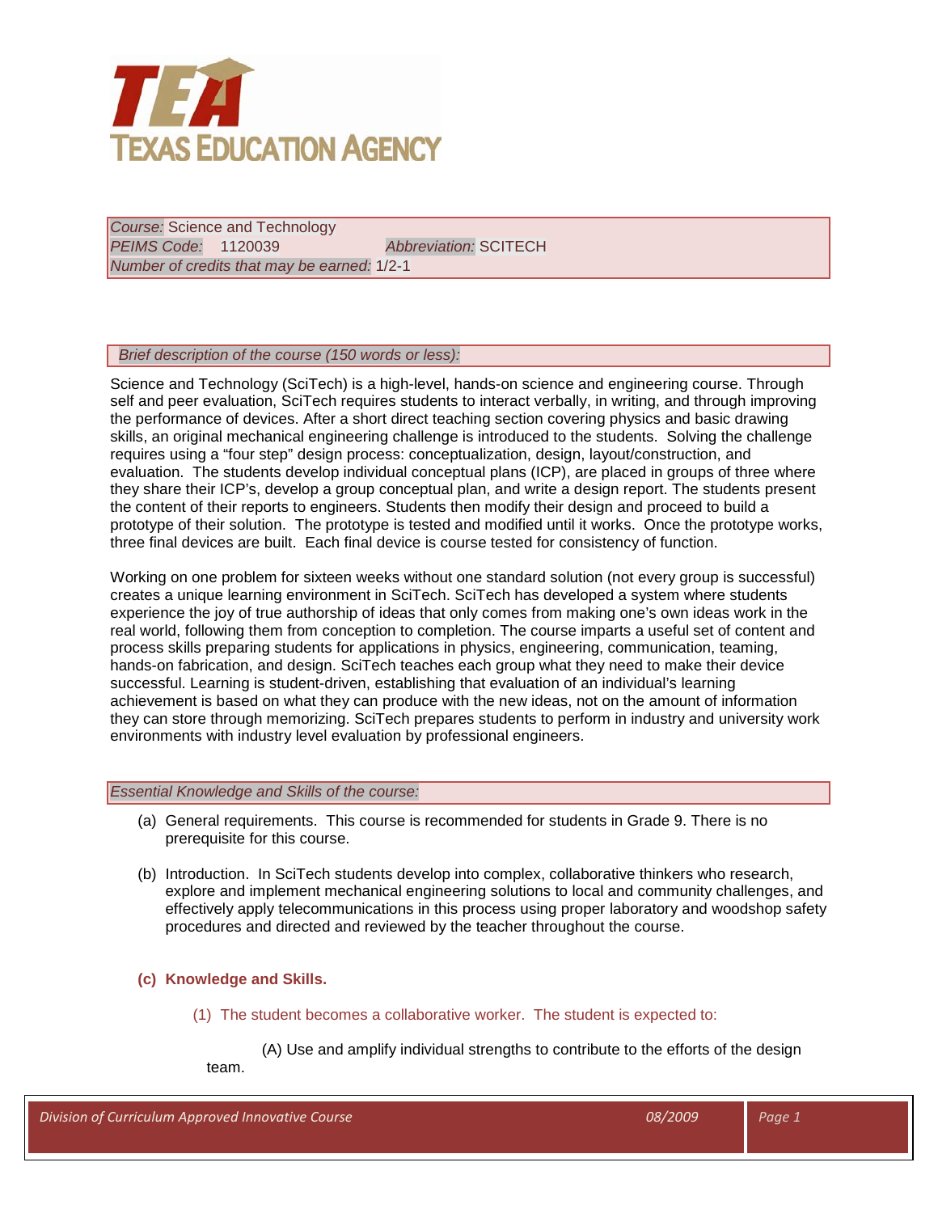# TEXAS EDUCATION AGENCY

*Course:* Science and Technology
*PEIMS Code:* 1120039 *Abbreviation:* SCITECH
*Number of credits that may be earned:* 1/2-1

*Brief description of the course (150 words or less):*

Science and Technology (SciTech) is a high-level, hands-on science and engineering course. Through self and peer evaluation, SciTech requires students to interact verbally, in writing, and through improving the performance of devices. After a short direct teaching section covering physics and basic drawing skills, an original mechanical engineering challenge is introduced to the students. Solving the challenge requires using a “four step” design process: conceptualization, design, layout/construction, and evaluation. The students develop individual conceptual plans (ICP), are placed in groups of three where they share their ICP’s, develop a group conceptual plan, and write a design report. The students present the content of their reports to engineers. Students then modify their design and proceed to build a prototype of their solution. The prototype is tested and modified until it works. Once the prototype works, three final devices are built. Each final device is course tested for consistency of function.

Working on one problem for sixteen weeks without one standard solution (not every group is successful) creates a unique learning environment in SciTech. SciTech has developed a system where students experience the joy of true authorship of ideas that only comes from making one’s own ideas work in the real world, following them from conception to completion. The course imparts a useful set of content and process skills preparing students for applications in physics, engineering, communication, teaming, hands-on fabrication, and design. SciTech teaches each group what they need to make their device successful. Learning is student-driven, establishing that evaluation of an individual’s learning achievement is based on what they can produce with the new ideas, not on the amount of information they can store through memorizing. SciTech prepares students to perform in industry and university work environments with industry level evaluation by professional engineers.

*Essential Knowledge and Skills of the course:*

(a) General requirements. This course is recommended for students in Grade 9. There is no prerequisite for this course.

(b) Introduction. In SciTech students develop into complex, collaborative thinkers who research, explore and implement mechanical engineering solutions to local and community challenges, and effectively apply telecommunications in this process using proper laboratory and woodshop safety procedures and directed and reviewed by the teacher throughout the course.

**(c) Knowledge and Skills.**

(1) The student becomes a collaborative worker. The student is expected to:

(A) Use and amplify individual strengths to contribute to the efforts of the design team.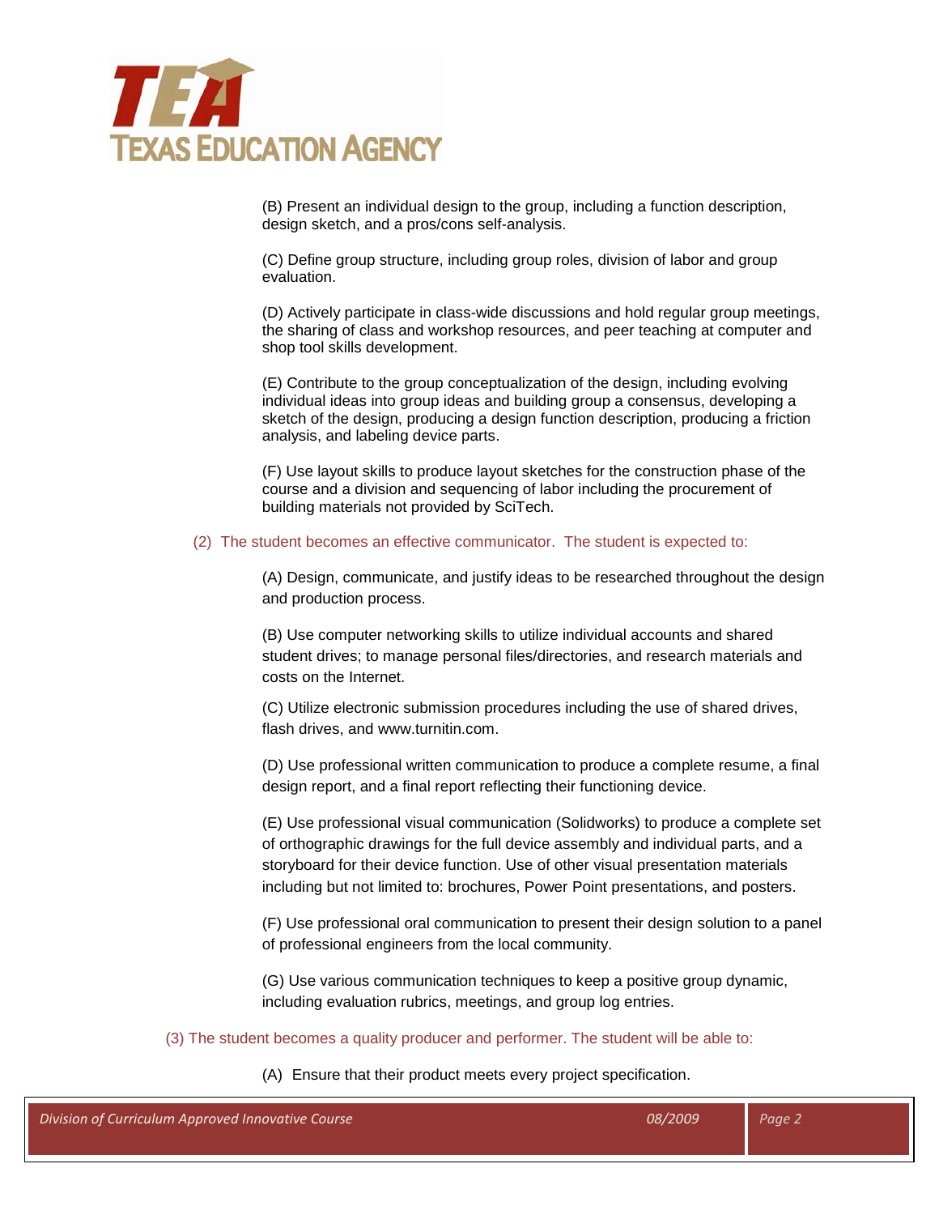(B) Present an individual design to the group, including a function description, design sketch, and a pros/cons self-analysis.

(C) Define group structure, including group roles, division of labor and group evaluation.

(D) Actively participate in class-wide discussions and hold regular group meetings, the sharing of class and workshop resources, and peer teaching at computer and shop tool skills development.

(E) Contribute to the group conceptualization of the design, including evolving individual ideas into group ideas and building group a consensus, developing a sketch of the design, producing a design function description, producing a friction analysis, and labeling device parts.

(F) Use layout skills to produce layout sketches for the construction phase of the course and a division and sequencing of labor including the procurement of building materials not provided by SciTech.

(2) The student becomes an effective communicator. The student is expected to:

(A) Design, communicate, and justify ideas to be researched throughout the design and production process.

(B) Use computer networking skills to utilize individual accounts and shared student drives; to manage personal files/directories, and research materials and costs on the Internet.

(C) Utilize electronic submission procedures including the use of shared drives, flash drives, and www.turnitin.com.

(D) Use professional written communication to produce a complete resume, a final design report, and a final report reflecting their functioning device.

(E) Use professional visual communication (Solidworks) to produce a complete set of orthographic drawings for the full device assembly and individual parts, and a storyboard for their device function. Use of other visual presentation materials including but not limited to: brochures, Power Point presentations, and posters.

(F) Use professional oral communication to present their design solution to a panel of professional engineers from the local community.

(G) Use various communication techniques to keep a positive group dynamic, including evaluation rubrics, meetings, and group log entries.

(3) The student becomes a quality producer and performer. The student will be able to:

(A) Ensure that their product meets every project specification.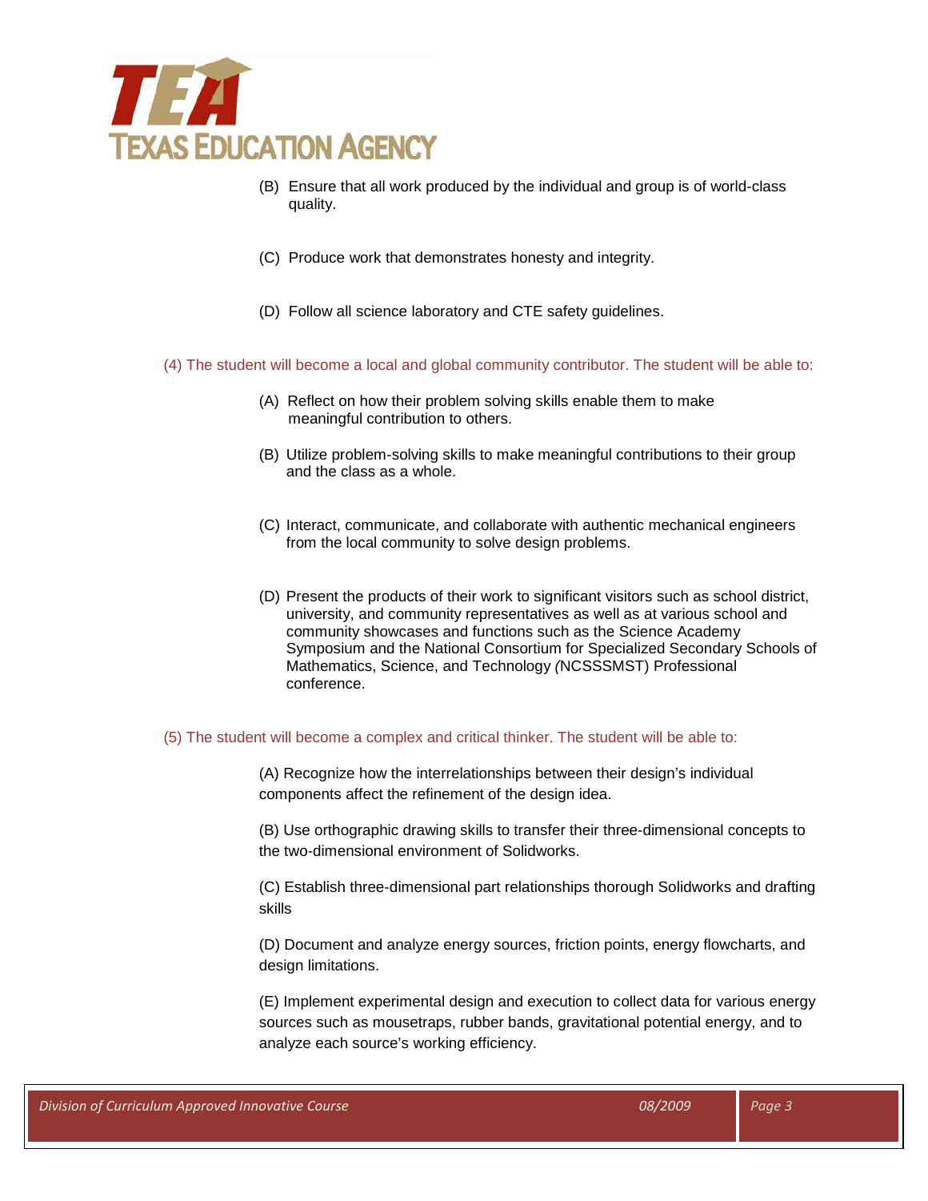(B) Ensure that all work produced by the individual and group is of world-class quality.

(C) Produce work that demonstrates honesty and integrity.

(D) Follow all science laboratory and CTE safety guidelines.

(4) The student will become a local and global community contributor. The student will be able to:

(A) Reflect on how their problem solving skills enable them to make meaningful contribution to others.

(B) Utilize problem-solving skills to make meaningful contributions to their group and the class as a whole.

(C) Interact, communicate, and collaborate with authentic mechanical engineers from the local community to solve design problems.

(D) Present the products of their work to significant visitors such as school district, university, and community representatives as well as at various school and community showcases and functions such as the Science Academy Symposium and the National Consortium for Specialized Secondary Schools of Mathematics, Science, and Technology (NCSSSMST) Professional conference.

(5) The student will become a complex and critical thinker. The student will be able to:

(A) Recognize how the interrelationships between their design's individual components affect the refinement of the design idea.

(B) Use orthographic drawing skills to transfer their three-dimensional concepts to the two-dimensional environment of Solidworks.

(C) Establish three-dimensional part relationships thorough Solidworks and drafting skills

(D) Document and analyze energy sources, friction points, energy flowcharts, and design limitations.

(E) Implement experimental design and execution to collect data for various energy sources such as mousetraps, rubber bands, gravitational potential energy, and to analyze each source's working efficiency.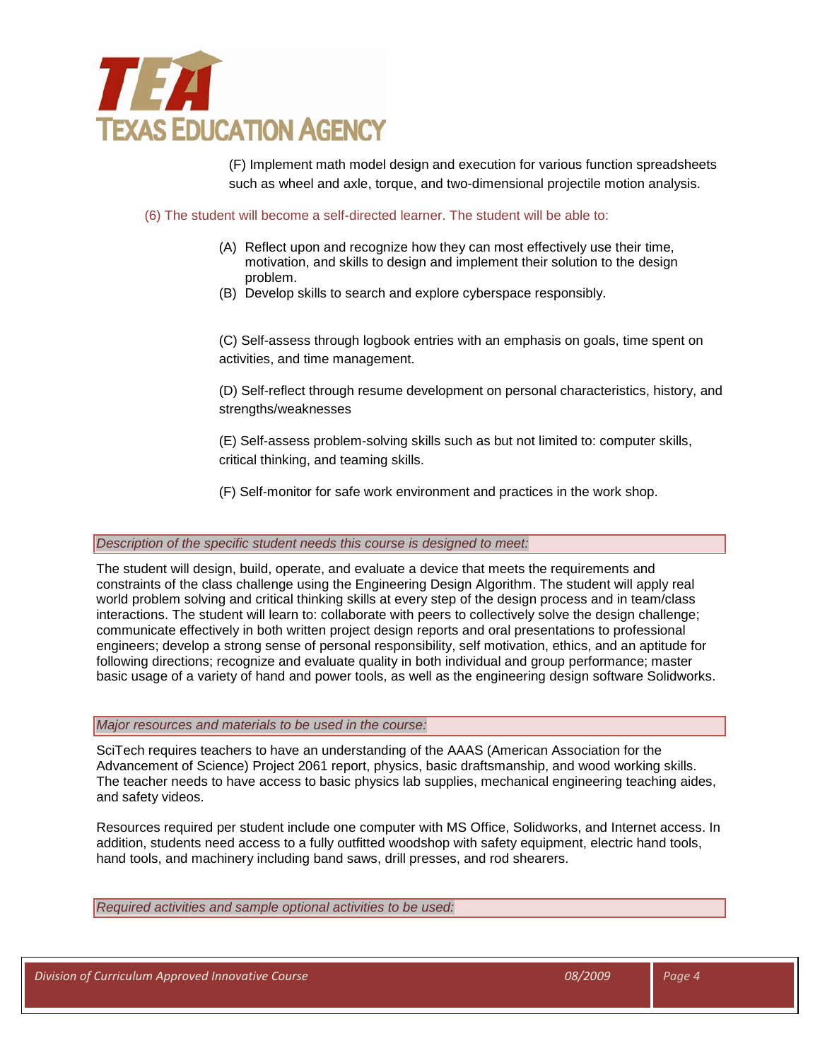(F) Implement math model design and execution for various function spreadsheets such as wheel and axle, torque, and two-dimensional projectile motion analysis.

(6) The student will become a self-directed learner. The student will be able to:

(A) Reflect upon and recognize how they can most effectively use their time, motivation, and skills to design and implement their solution to the design problem.

(B) Develop skills to search and explore cyberspace responsibly.

(C) Self-assess through logbook entries with an emphasis on goals, time spent on activities, and time management.

(D) Self-reflect through resume development on personal characteristics, history, and strengths/weaknesses

(E) Self-assess problem-solving skills such as but not limited to: computer skills, critical thinking, and teaming skills.

(F) Self-monitor for safe work environment and practices in the work shop.

*Description of the specific student needs this course is designed to meet:*

The student will design, build, operate, and evaluate a device that meets the requirements and constraints of the class challenge using the Engineering Design Algorithm. The student will apply real world problem solving and critical thinking skills at every step of the design process and in team/class interactions. The student will learn to: collaborate with peers to collectively solve the design challenge; communicate effectively in both written project design reports and oral presentations to professional engineers; develop a strong sense of personal responsibility, self motivation, ethics, and an aptitude for following directions; recognize and evaluate quality in both individual and group performance; master basic usage of a variety of hand and power tools, as well as the engineering design software Solidworks.

*Major resources and materials to be used in the course:*

SciTech requires teachers to have an understanding of the AAAS (American Association for the Advancement of Science) Project 2061 report, physics, basic draftsmanship, and wood working skills. The teacher needs to have access to basic physics lab supplies, mechanical engineering teaching aides, and safety videos.

Resources required per student include one computer with MS Office, Solidworks, and Internet access. In addition, students need access to a fully outfitted woodshop with safety equipment, electric hand tools, hand tools, and machinery including band saws, drill presses, and rod shearers.

*Required activities and sample optional activities to be used:*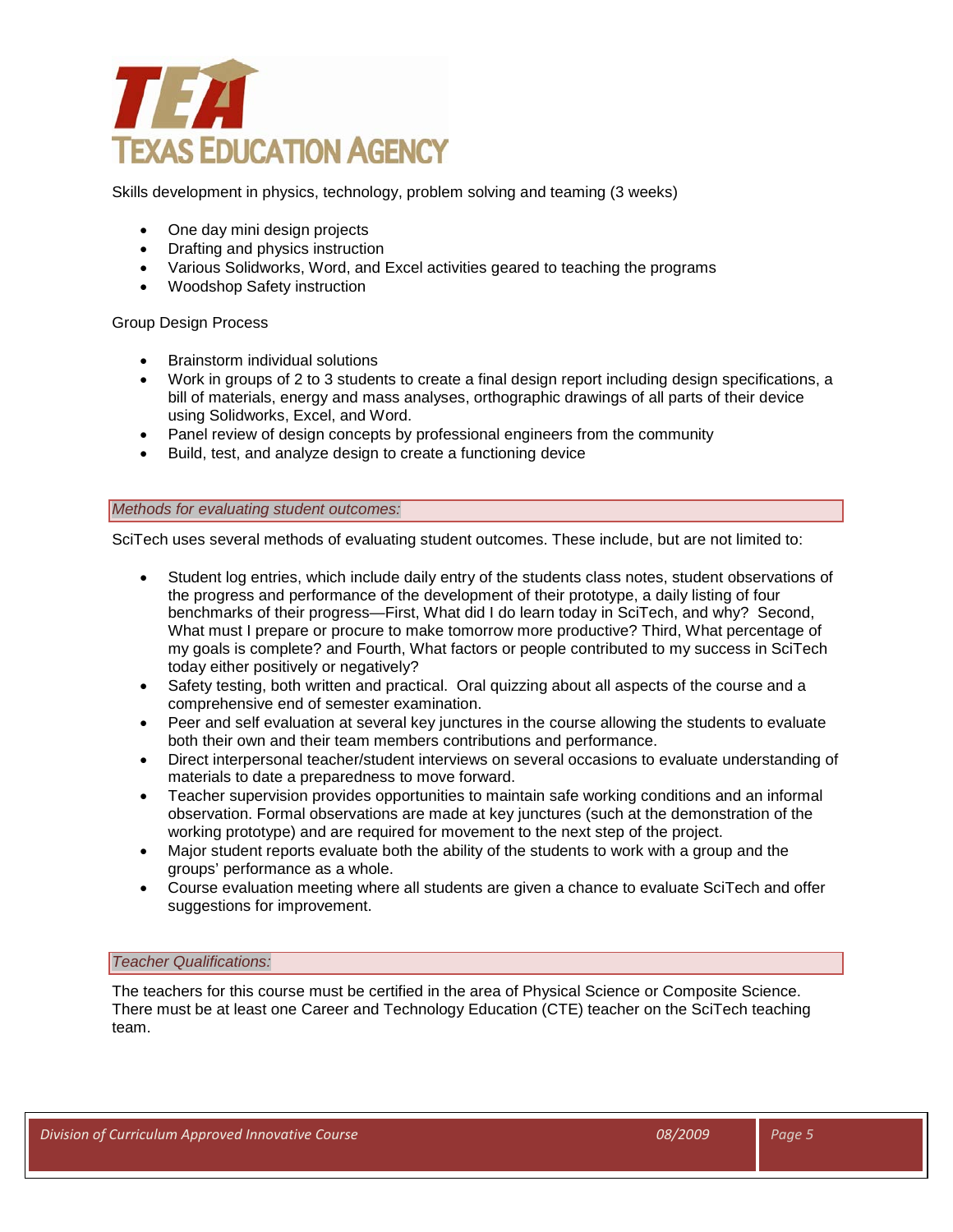Skills development in physics, technology, problem solving and teaming (3 weeks)

- One day mini design projects
- Drafting and physics instruction
- Various Solidworks, Word, and Excel activities geared to teaching the programs
- Woodshop Safety instruction

Group Design Process

- Brainstorm individual solutions
- Work in groups of 2 to 3 students to create a final design report including design specifications, a bill of materials, energy and mass analyses, orthographic drawings of all parts of their device using Solidworks, Excel, and Word.
- Panel review of design concepts by professional engineers from the community
- Build, test, and analyze design to create a functioning device

### *Methods for evaluating student outcomes:*

SciTech uses several methods of evaluating student outcomes. These include, but are not limited to:

- Student log entries, which include daily entry of the students class notes, student observations of the progress and performance of the development of their prototype, a daily listing of four benchmarks of their progress—First, What did I do learn today in SciTech, and why? Second, What must I prepare or procure to make tomorrow more productive? Third, What percentage of my goals is complete? and Fourth, What factors or people contributed to my success in SciTech today either positively or negatively?
- Safety testing, both written and practical. Oral quizzing about all aspects of the course and a comprehensive end of semester examination.
- Peer and self evaluation at several key junctures in the course allowing the students to evaluate both their own and their team members contributions and performance.
- Direct interpersonal teacher/student interviews on several occasions to evaluate understanding of materials to date a preparedness to move forward.
- Teacher supervision provides opportunities to maintain safe working conditions and an informal observation. Formal observations are made at key junctures (such at the demonstration of the working prototype) and are required for movement to the next step of the project.
- Major student reports evaluate both the ability of the students to work with a group and the groups' performance as a whole.
- Course evaluation meeting where all students are given a chance to evaluate SciTech and offer suggestions for improvement.

### *Teacher Qualifications:*

The teachers for this course must be certified in the area of Physical Science or Composite Science. There must be at least one Career and Technology Education (CTE) teacher on the SciTech teaching team.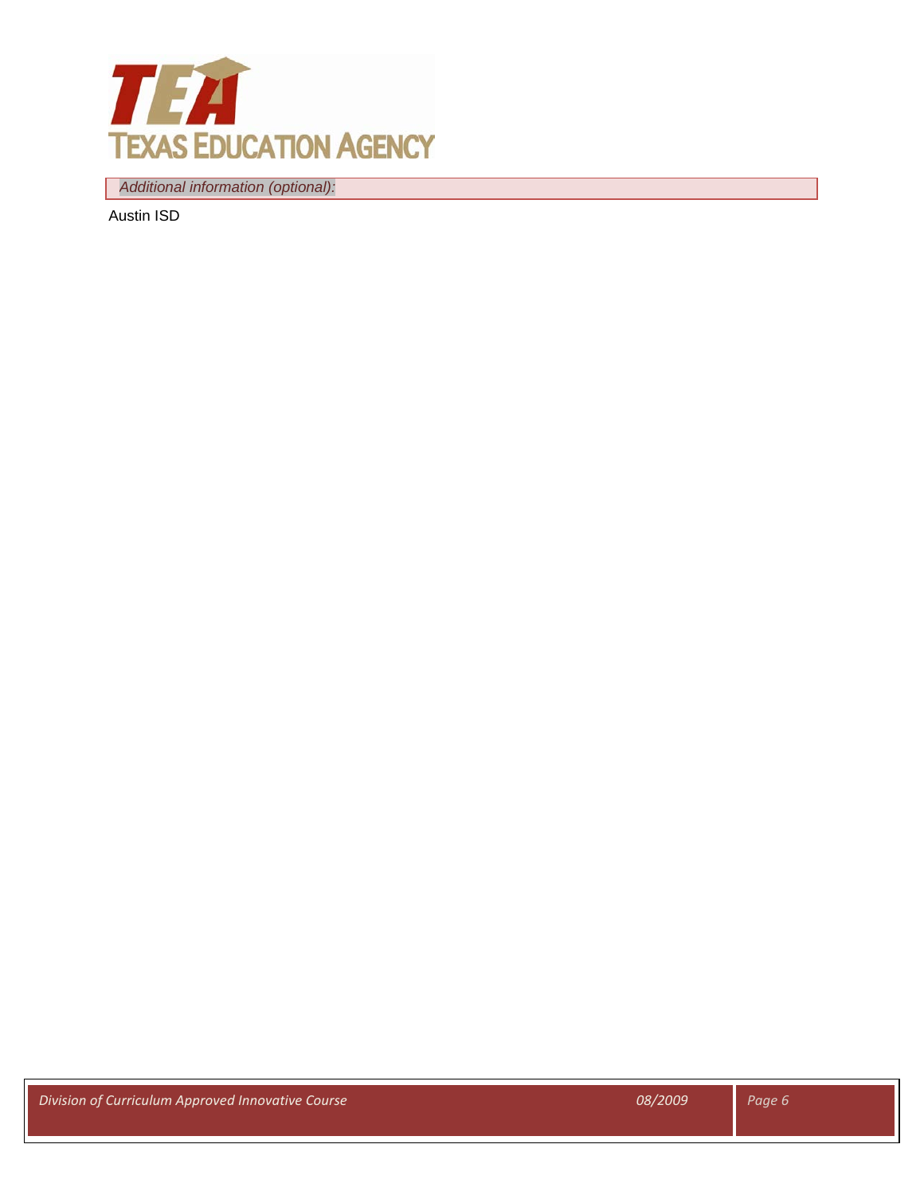*Additional information (optional):*

Austin ISD